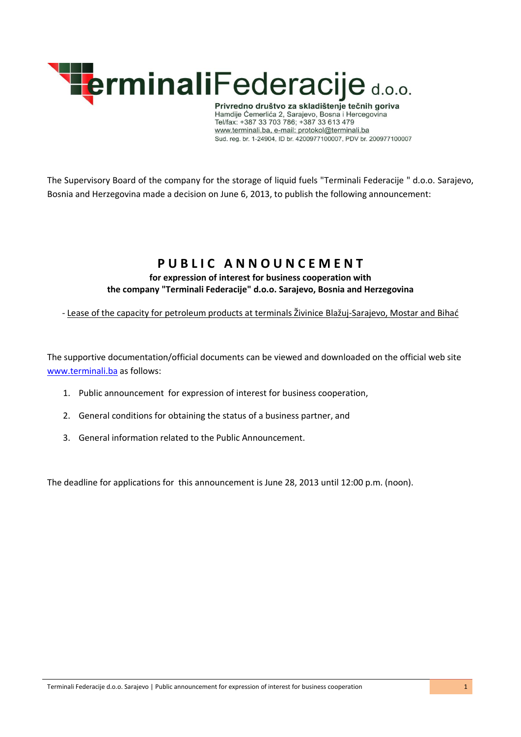**TerminaliFederacije d.o.o.**

**Privredno društvo za skladištenje tečnih goriva**
Hamdije Čemerlića 2, Sarajevo, Bosna i Hercegovina
Tel/fax: +387 33 703 786; +387 33 613 479
www.terminali.ba, e-mail: protokol@terminali.ba
Sud. reg. br. 1-24904, ID br. 4200977100007, PDV br. 200977100007

The Supervisory Board of the company for the storage of liquid fuels "Terminali Federacije " d.o.o. Sarajevo, Bosnia and Herzegovina made a decision on June 6, 2013, to publish the following announcement:

# PUBLIC ANNOUNCEMENT

**for expression of interest for business cooperation with the company "Terminali Federacije" d.o.o. Sarajevo, Bosnia and Herzegovina**

- Lease of the capacity for petroleum products at terminals Živinice Blažuj-Sarajevo, Mostar and Bihać

The supportive documentation/official documents can be viewed and downloaded on the official web site www.terminali.ba as follows:

1. Public announcement for expression of interest for business cooperation,
2. General conditions for obtaining the status of a business partner, and
3. General information related to the Public Announcement.

The deadline for applications for this announcement is June 28, 2013 until 12:00 p.m. (noon).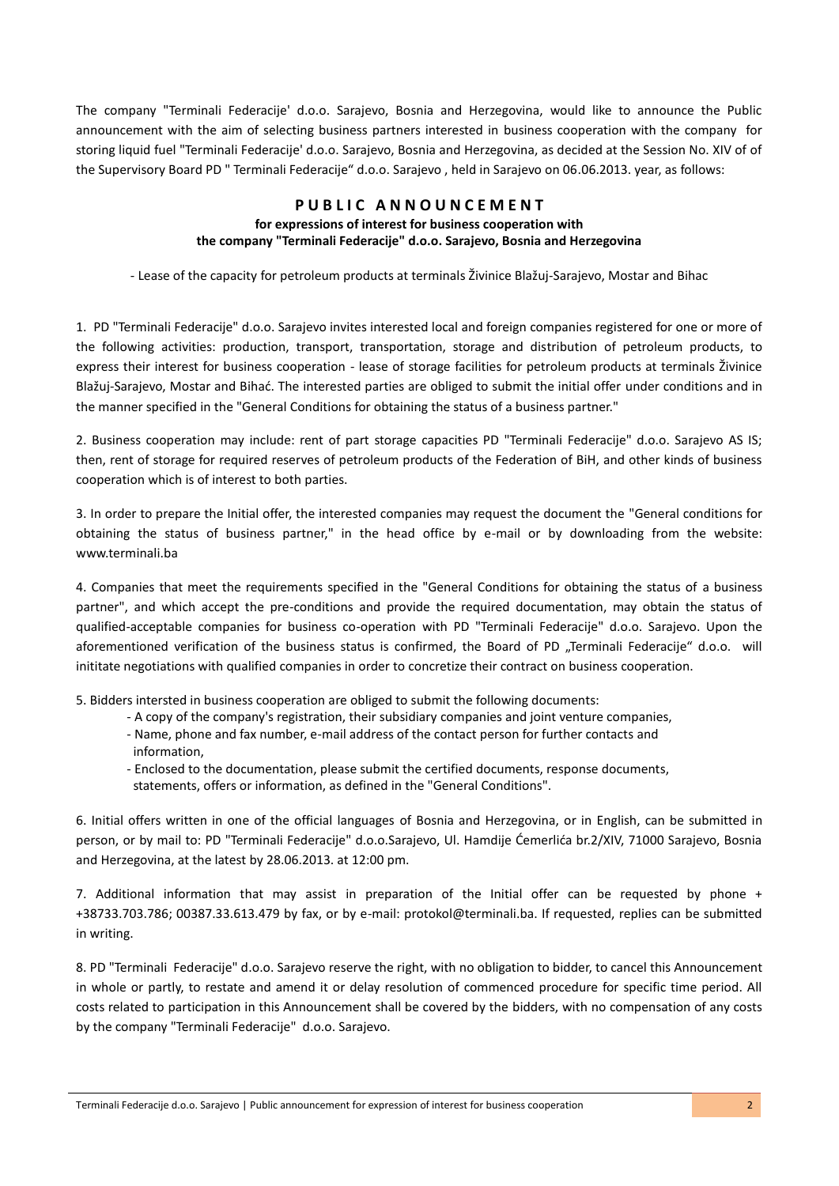The company "Terminali Federacije' d.o.o. Sarajevo, Bosnia and Herzegovina, would like to announce the Public announcement with the aim of selecting business partners interested in business cooperation with the company for storing liquid fuel "Terminali Federacije' d.o.o. Sarajevo, Bosnia and Herzegovina, as decided at the Session No. XIV of of the Supervisory Board PD " Terminali Federacije" d.o.o. Sarajevo , held in Sarajevo on 06.06.2013. year, as follows:

# PUBLIC ANNOUNCEMENT

**for expressions of interest for business cooperation with the company "Terminali Federacije" d.o.o. Sarajevo, Bosnia and Herzegovina**

- Lease of the capacity for petroleum products at terminals Živinice Blažuj-Sarajevo, Mostar and Bihac

1. PD "Terminali Federacije" d.o.o. Sarajevo invites interested local and foreign companies registered for one or more of the following activities: production, transport, transportation, storage and distribution of petroleum products, to express their interest for business cooperation - lease of storage facilities for petroleum products at terminals Živinice Blažuj-Sarajevo, Mostar and Bihać. The interested parties are obliged to submit the initial offer under conditions and in the manner specified in the "General Conditions for obtaining the status of a business partner."

2. Business cooperation may include: rent of part storage capacities PD "Terminali Federacije" d.o.o. Sarajevo AS IS; then, rent of storage for required reserves of petroleum products of the Federation of BiH, and other kinds of business cooperation which is of interest to both parties.

3. In order to prepare the Initial offer, the interested companies may request the document the "General conditions for obtaining the status of business partner," in the head office by e-mail or by downloading from the website: www.terminali.ba

4. Companies that meet the requirements specified in the "General Conditions for obtaining the status of a business partner", and which accept the pre-conditions and provide the required documentation, may obtain the status of qualified-acceptable companies for business co-operation with PD "Terminali Federacije" d.o.o. Sarajevo. Upon the aforementioned verification of the business status is confirmed, the Board of PD „Terminali Federacije" d.o.o. will inititate negotiations with qualified companies in order to concretize their contract on business cooperation.

5. Bidders intersted in business cooperation are obliged to submit the following documents:
   - A copy of the company's registration, their subsidiary companies and joint venture companies,
   - Name, phone and fax number, e-mail address of the contact person for further contacts and information,
   - Enclosed to the documentation, please submit the certified documents, response documents, statements, offers or information, as defined in the "General Conditions".

6. Initial offers written in one of the official languages of Bosnia and Herzegovina, or in English, can be submitted in person, or by mail to: PD "Terminali Federacije" d.o.o.Sarajevo, Ul. Hamdije Ćemerlića br.2/XIV, 71000 Sarajevo, Bosnia and Herzegovina, at the latest by 28.06.2013. at 12:00 pm.

7. Additional information that may assist in preparation of the Initial offer can be requested by phone + +38733.703.786; 00387.33.613.479 by fax, or by e-mail: protokol@terminali.ba. If requested, replies can be submitted in writing.

8. PD "Terminali Federacije" d.o.o. Sarajevo reserve the right, with no obligation to bidder, to cancel this Announcement in whole or partly, to restate and amend it or delay resolution of commenced procedure for specific time period. All costs related to participation in this Announcement shall be covered by the bidders, with no compensation of any costs by the company "Terminali Federacije" d.o.o. Sarajevo.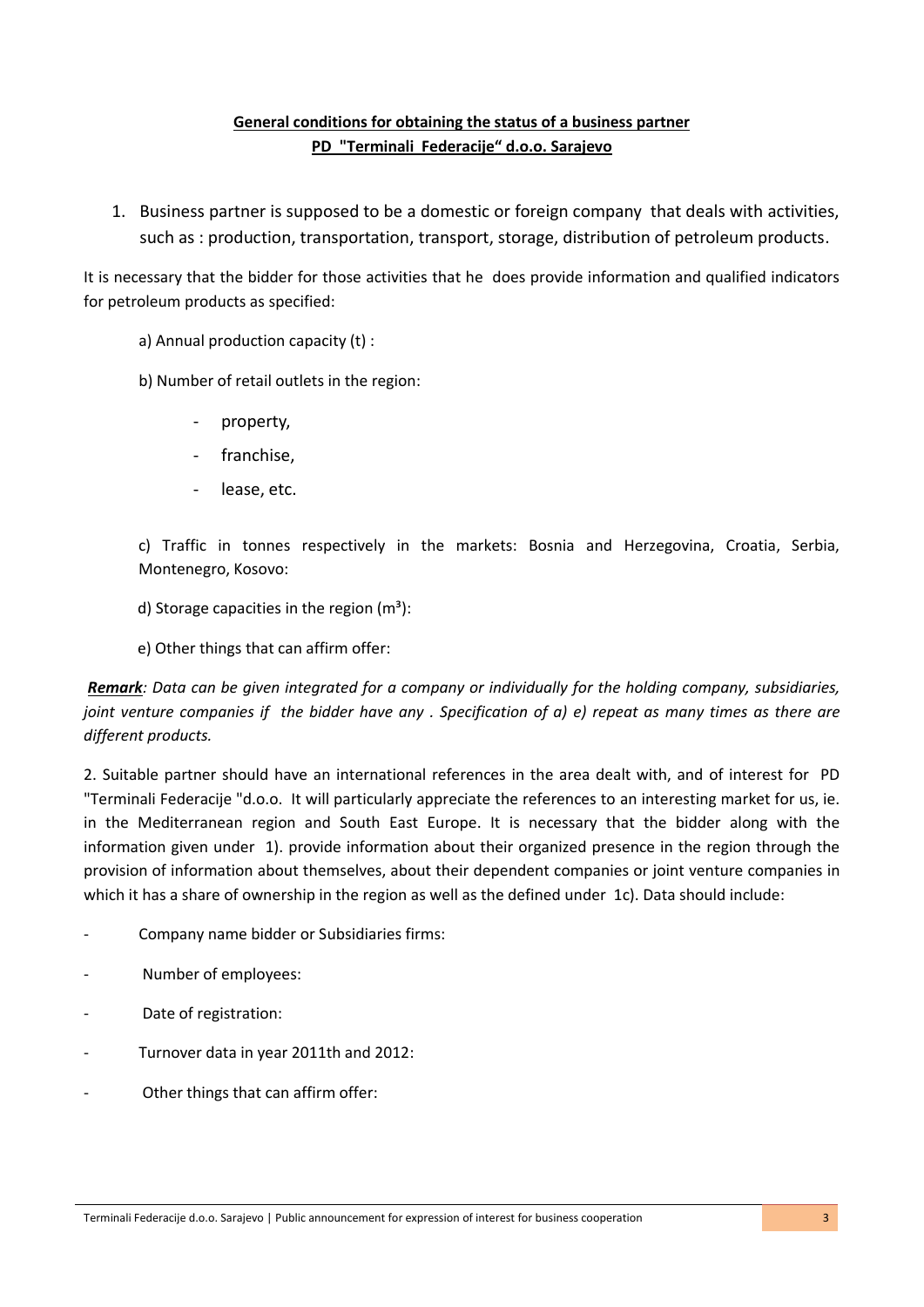**General conditions for obtaining the status of a business partner**
**PD "Terminali Federacije" d.o.o. Sarajevo**

1. Business partner is supposed to be a domestic or foreign company that deals with activities, such as : production, transportation, transport, storage, distribution of petroleum products.

It is necessary that the bidder for those activities that he does provide information and qualified indicators for petroleum products as specified:

a) Annual production capacity (t) :

b) Number of retail outlets in the region:

- property,
- franchise,
- lease, etc.

c) Traffic in tonnes respectively in the markets: Bosnia and Herzegovina, Croatia, Serbia, Montenegro, Kosovo:

d) Storage capacities in the region (m³):

e) Other things that can affirm offer:

***Remark****: Data can be given integrated for a company or individually for the holding company, subsidiaries, joint venture companies if the bidder have any . Specification of a) e) repeat as many times as there are different products.*

2. Suitable partner should have an international references in the area dealt with, and of interest for PD "Terminali Federacije "d.o.o. It will particularly appreciate the references to an interesting market for us, ie. in the Mediterranean region and South East Europe. It is necessary that the bidder along with the information given under 1). provide information about their organized presence in the region through the provision of information about themselves, about their dependent companies or joint venture companies in which it has a share of ownership in the region as well as the defined under 1c). Data should include:

- Company name bidder or Subsidiaries firms:
- Number of employees:
- Date of registration:
- Turnover data in year 2011th and 2012:
- Other things that can affirm offer: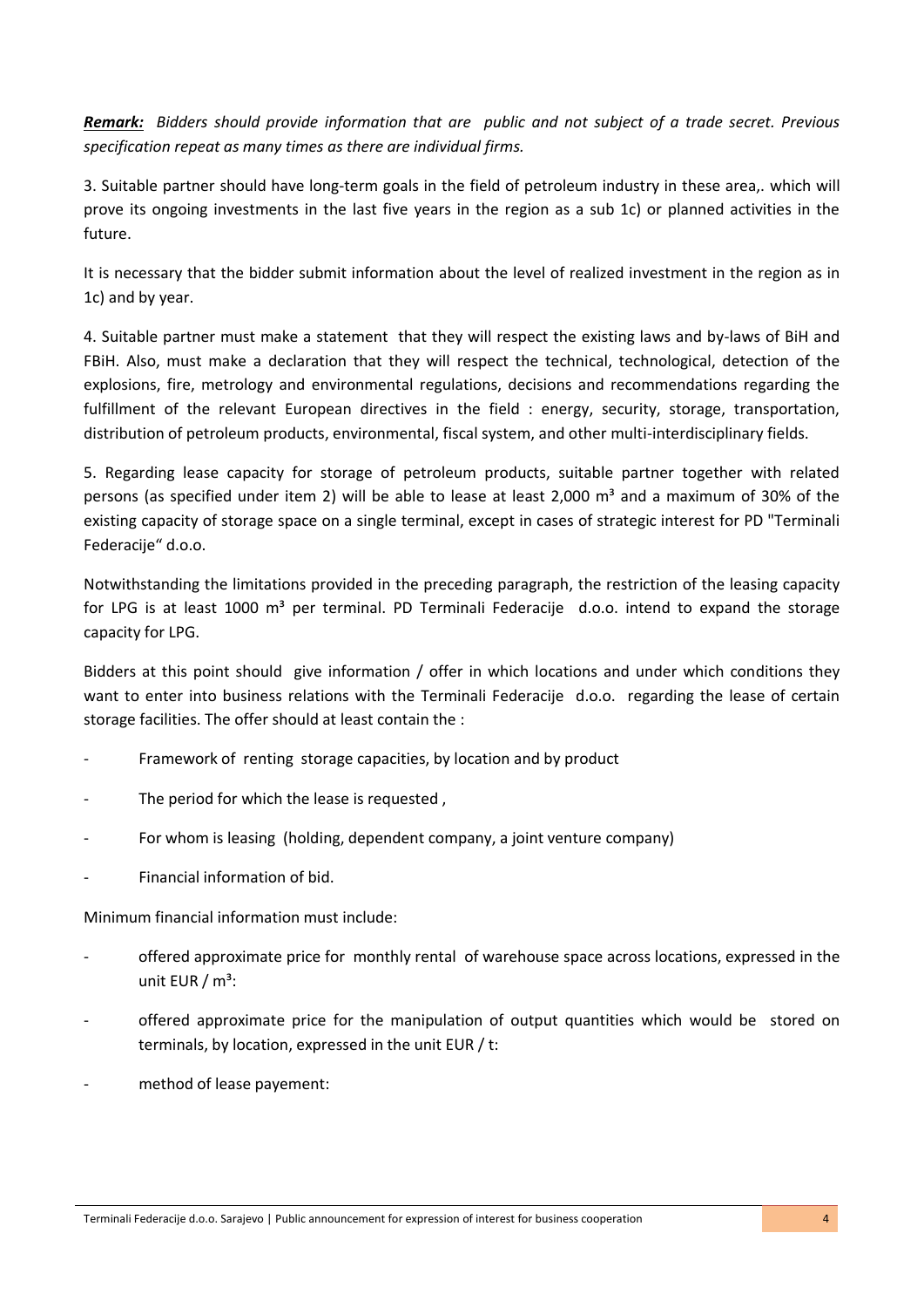***Remark:*** *Bidders should provide information that are public and not subject of a trade secret. Previous specification repeat as many times as there are individual firms.*

3. Suitable partner should have long-term goals in the field of petroleum industry in these area,. which will prove its ongoing investments in the last five years in the region as a sub 1c) or planned activities in the future.

It is necessary that the bidder submit information about the level of realized investment in the region as in 1c) and by year.

4. Suitable partner must make a statement that they will respect the existing laws and by-laws of BiH and FBiH. Also, must make a declaration that they will respect the technical, technological, detection of the explosions, fire, metrology and environmental regulations, decisions and recommendations regarding the fulfillment of the relevant European directives in the field : energy, security, storage, transportation, distribution of petroleum products, environmental, fiscal system, and other multi-interdisciplinary fields.

5. Regarding lease capacity for storage of petroleum products, suitable partner together with related persons (as specified under item 2) will be able to lease at least 2,000 m³ and a maximum of 30% of the existing capacity of storage space on a single terminal, except in cases of strategic interest for PD "Terminali Federacije" d.o.o.

Notwithstanding the limitations provided in the preceding paragraph, the restriction of the leasing capacity for LPG is at least 1000 m³ per terminal. PD Terminali Federacije d.o.o. intend to expand the storage capacity for LPG.

Bidders at this point should give information / offer in which locations and under which conditions they want to enter into business relations with the Terminali Federacije d.o.o. regarding the lease of certain storage facilities. The offer should at least contain the :

- Framework of renting storage capacities, by location and by product
- The period for which the lease is requested ,
- For whom is leasing (holding, dependent company, a joint venture company)
- Financial information of bid.

Minimum financial information must include:

- offered approximate price for monthly rental of warehouse space across locations, expressed in the unit EUR / m³:
- offered approximate price for the manipulation of output quantities which would be stored on terminals, by location, expressed in the unit EUR / t:
- method of lease payement: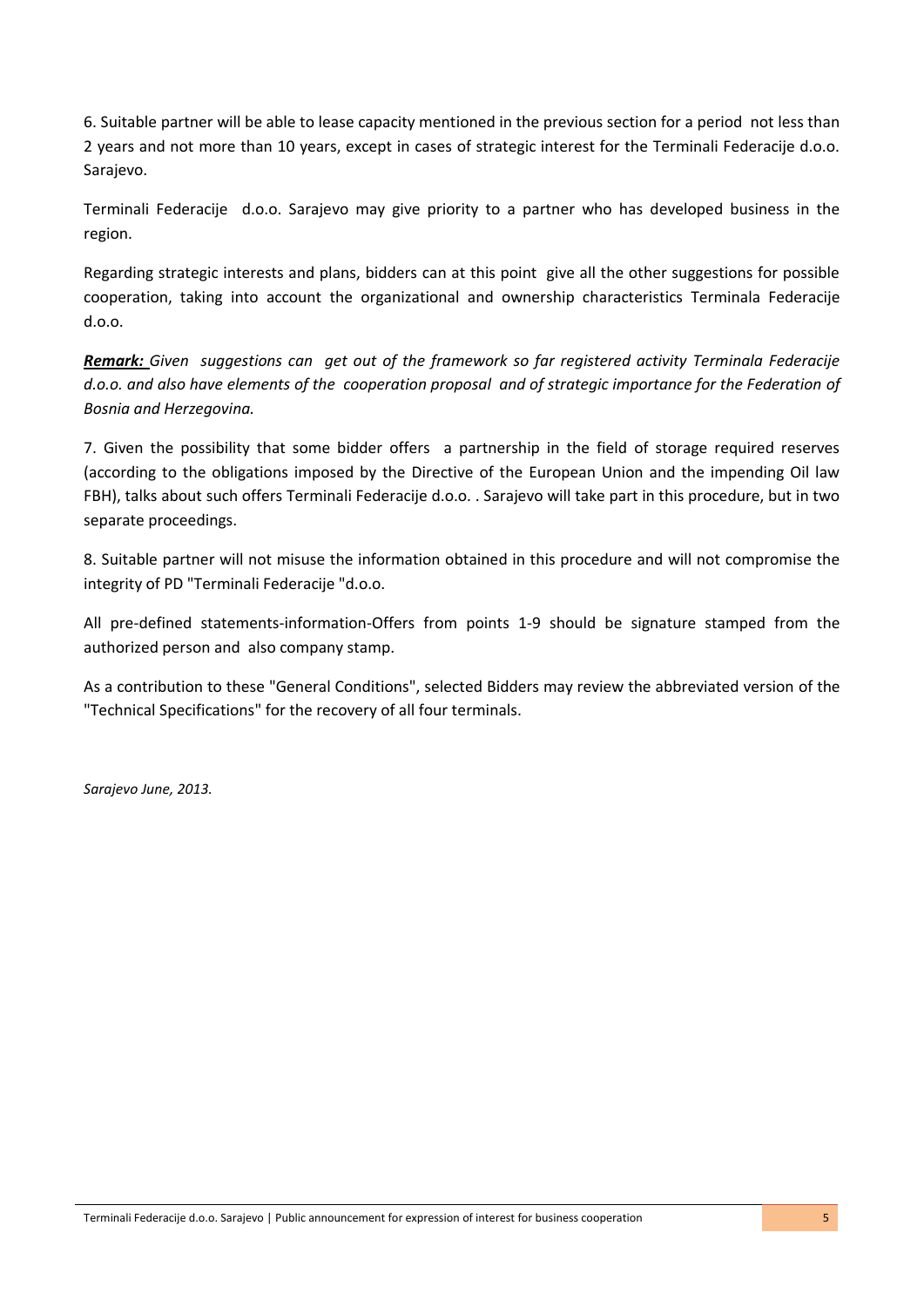6. Suitable partner will be able to lease capacity mentioned in the previous section for a period not less than 2 years and not more than 10 years, except in cases of strategic interest for the Terminali Federacije d.o.o. Sarajevo.

Terminali Federacije d.o.o. Sarajevo may give priority to a partner who has developed business in the region.

Regarding strategic interests and plans, bidders can at this point give all the other suggestions for possible cooperation, taking into account the organizational and ownership characteristics Terminala Federacije d.o.o.

***Remark:*** *Given suggestions can get out of the framework so far registered activity Terminala Federacije d.o.o. and also have elements of the cooperation proposal and of strategic importance for the Federation of Bosnia and Herzegovina.*

7. Given the possibility that some bidder offers a partnership in the field of storage required reserves (according to the obligations imposed by the Directive of the European Union and the impending Oil law FBH), talks about such offers Terminali Federacije d.o.o. . Sarajevo will take part in this procedure, but in two separate proceedings.

8. Suitable partner will not misuse the information obtained in this procedure and will not compromise the integrity of PD "Terminali Federacije "d.o.o.

All pre-defined statements-information-Offers from points 1-9 should be signature stamped from the authorized person and also company stamp.

As a contribution to these "General Conditions", selected Bidders may review the abbreviated version of the "Technical Specifications" for the recovery of all four terminals.

*Sarajevo June, 2013.*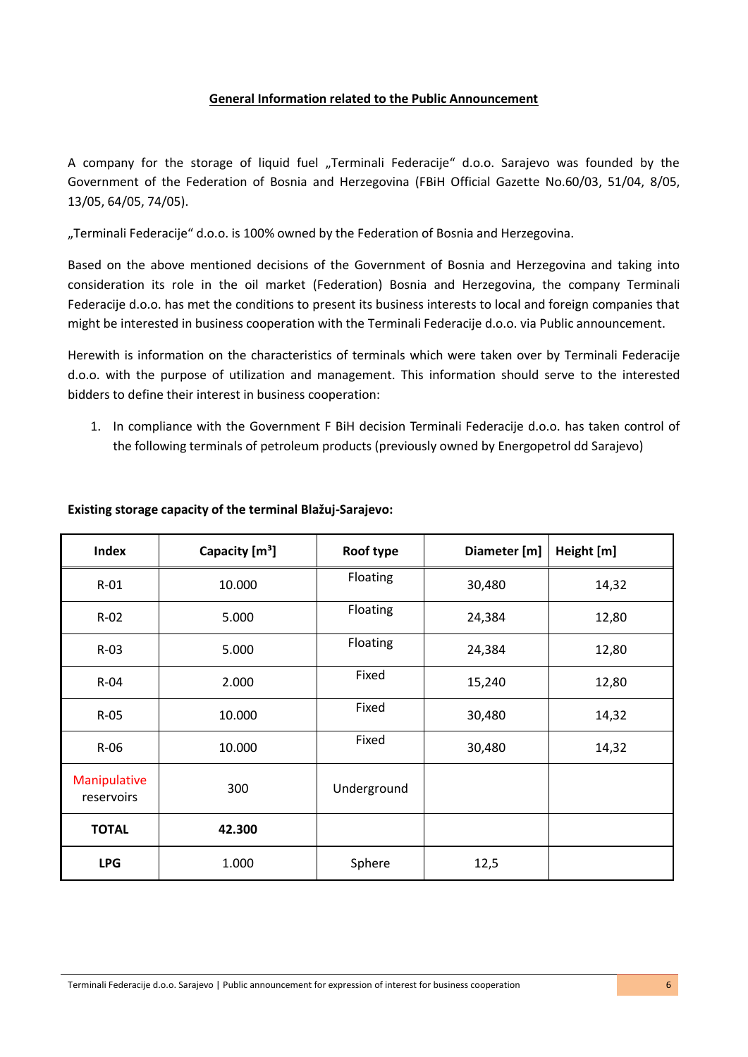## General Information related to the Public Announcement

A company for the storage of liquid fuel „Terminali Federacije" d.o.o. Sarajevo was founded by the Government of the Federation of Bosnia and Herzegovina (FBiH Official Gazette No.60/03, 51/04, 8/05, 13/05, 64/05, 74/05).

„Terminali Federacije" d.o.o. is 100% owned by the Federation of Bosnia and Herzegovina.

Based on the above mentioned decisions of the Government of Bosnia and Herzegovina and taking into consideration its role in the oil market (Federation) Bosnia and Herzegovina, the company Terminali Federacije d.o.o. has met the conditions to present its business interests to local and foreign companies that might be interested in business cooperation with the Terminali Federacije d.o.o. via Public announcement.

Herewith is information on the characteristics of terminals which were taken over by Terminali Federacije d.o.o. with the purpose of utilization and management. This information should serve to the interested bidders to define their interest in business cooperation:

1. In compliance with the Government F BiH decision Terminali Federacije d.o.o. has taken control of the following terminals of petroleum products (previously owned by Energopetrol dd Sarajevo)

**Existing storage capacity of the terminal Blažuj-Sarajevo:**

| Index | Capacity [m³] | Roof type | Diameter [m] | Height [m] |
|---|---|---|---|---|
| R-01 | 10.000 | Floating | 30,480 | 14,32 |
| R-02 | 5.000 | Floating | 24,384 | 12,80 |
| R-03 | 5.000 | Floating | 24,384 | 12,80 |
| R-04 | 2.000 | Fixed | 15,240 | 12,80 |
| R-05 | 10.000 | Fixed | 30,480 | 14,32 |
| R-06 | 10.000 | Fixed | 30,480 | 14,32 |
| Manipulative reservoirs | 300 | Underground | | |
| **TOTAL** | **42.300** | | | |
| **LPG** | 1.000 | Sphere | 12,5 | |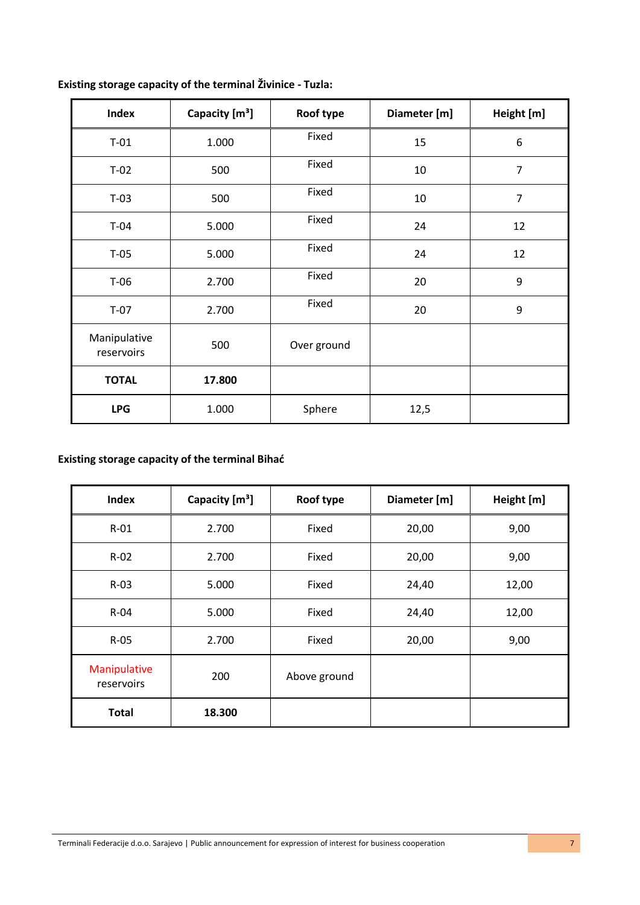**Existing storage capacity of the terminal Živinice - Tuzla:**

| Index | Capacity [m³] | Roof type | Diameter [m] | Height [m] |
|---|---|---|---|---|
| T-01 | 1.000 | Fixed | 15 | 6 |
| T-02 | 500 | Fixed | 10 | 7 |
| T-03 | 500 | Fixed | 10 | 7 |
| T-04 | 5.000 | Fixed | 24 | 12 |
| T-05 | 5.000 | Fixed | 24 | 12 |
| T-06 | 2.700 | Fixed | 20 | 9 |
| T-07 | 2.700 | Fixed | 20 | 9 |
| Manipulative reservoirs | 500 | Over ground | | |
| **TOTAL** | **17.800** | | | |
| **LPG** | 1.000 | Sphere | 12,5 | |

**Existing storage capacity of the terminal Bihać**

| Index | Capacity [m³] | Roof type | Diameter [m] | Height [m] |
|---|---|---|---|---|
| R-01 | 2.700 | Fixed | 20,00 | 9,00 |
| R-02 | 2.700 | Fixed | 20,00 | 9,00 |
| R-03 | 5.000 | Fixed | 24,40 | 12,00 |
| R-04 | 5.000 | Fixed | 24,40 | 12,00 |
| R-05 | 2.700 | Fixed | 20,00 | 9,00 |
| Manipulative reservoirs | 200 | Above ground | | |
| **Total** | **18.300** | | | |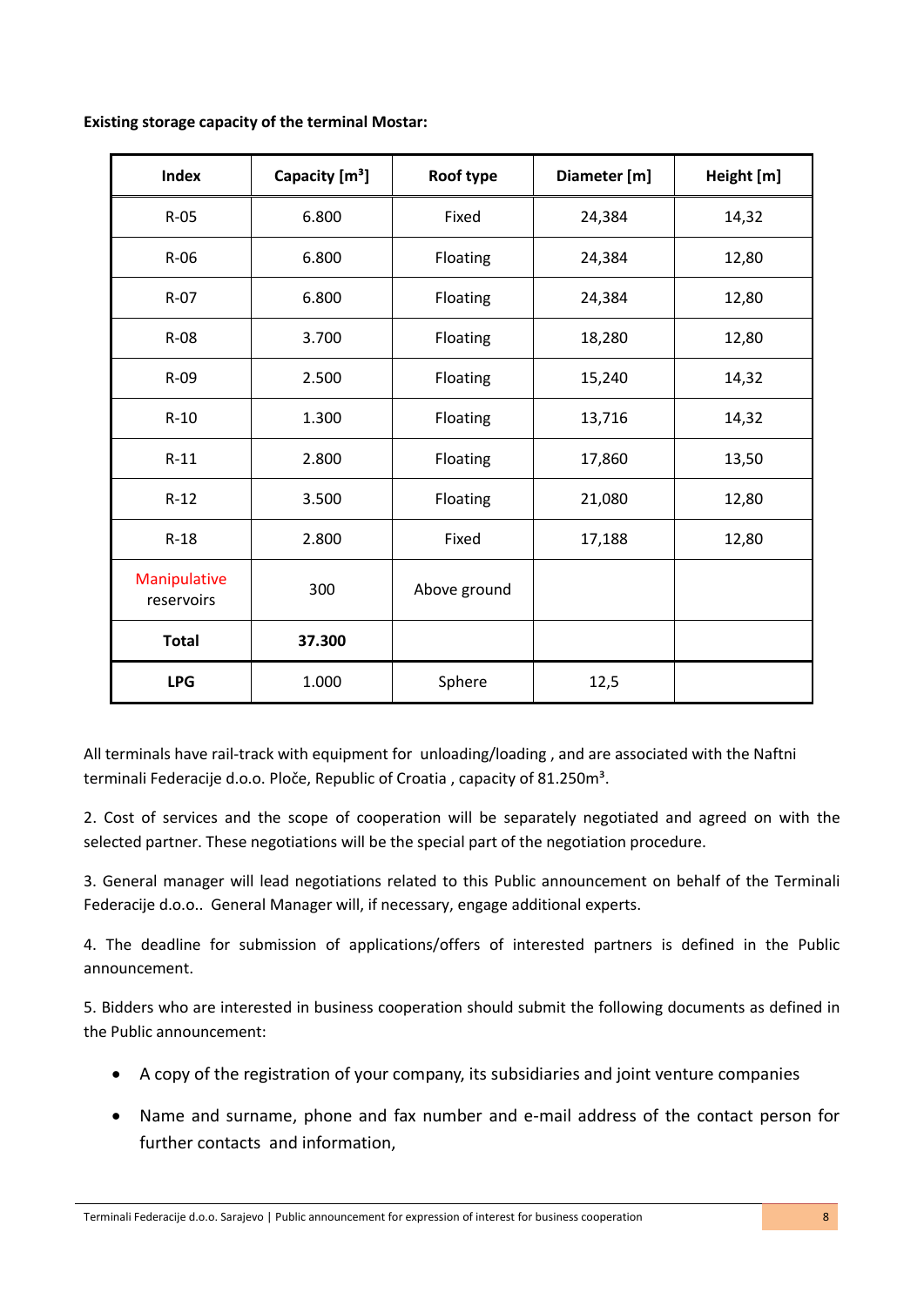**Existing storage capacity of the terminal Mostar:**

| Index | Capacity [m³] | Roof type | Diameter [m] | Height [m] |
|---|---|---|---|---|
| R-05 | 6.800 | Fixed | 24,384 | 14,32 |
| R-06 | 6.800 | Floating | 24,384 | 12,80 |
| R-07 | 6.800 | Floating | 24,384 | 12,80 |
| R-08 | 3.700 | Floating | 18,280 | 12,80 |
| R-09 | 2.500 | Floating | 15,240 | 14,32 |
| R-10 | 1.300 | Floating | 13,716 | 14,32 |
| R-11 | 2.800 | Floating | 17,860 | 13,50 |
| R-12 | 3.500 | Floating | 21,080 | 12,80 |
| R-18 | 2.800 | Fixed | 17,188 | 12,80 |
| Manipulative reservoirs | 300 | Above ground | | |
| **Total** | **37.300** | | | |
| **LPG** | 1.000 | Sphere | 12,5 | |

All terminals have rail-track with equipment for unloading/loading , and are associated with the Naftni terminali Federacije d.o.o. Ploče, Republic of Croatia , capacity of 81.250m³.

2. Cost of services and the scope of cooperation will be separately negotiated and agreed on with the selected partner. These negotiations will be the special part of the negotiation procedure.

3. General manager will lead negotiations related to this Public announcement on behalf of the Terminali Federacije d.o.o.. General Manager will, if necessary, engage additional experts.

4. The deadline for submission of applications/offers of interested partners is defined in the Public announcement.

5. Bidders who are interested in business cooperation should submit the following documents as defined in the Public announcement:

- A copy of the registration of your company, its subsidiaries and joint venture companies
- Name and surname, phone and fax number and e-mail address of the contact person for further contacts and information,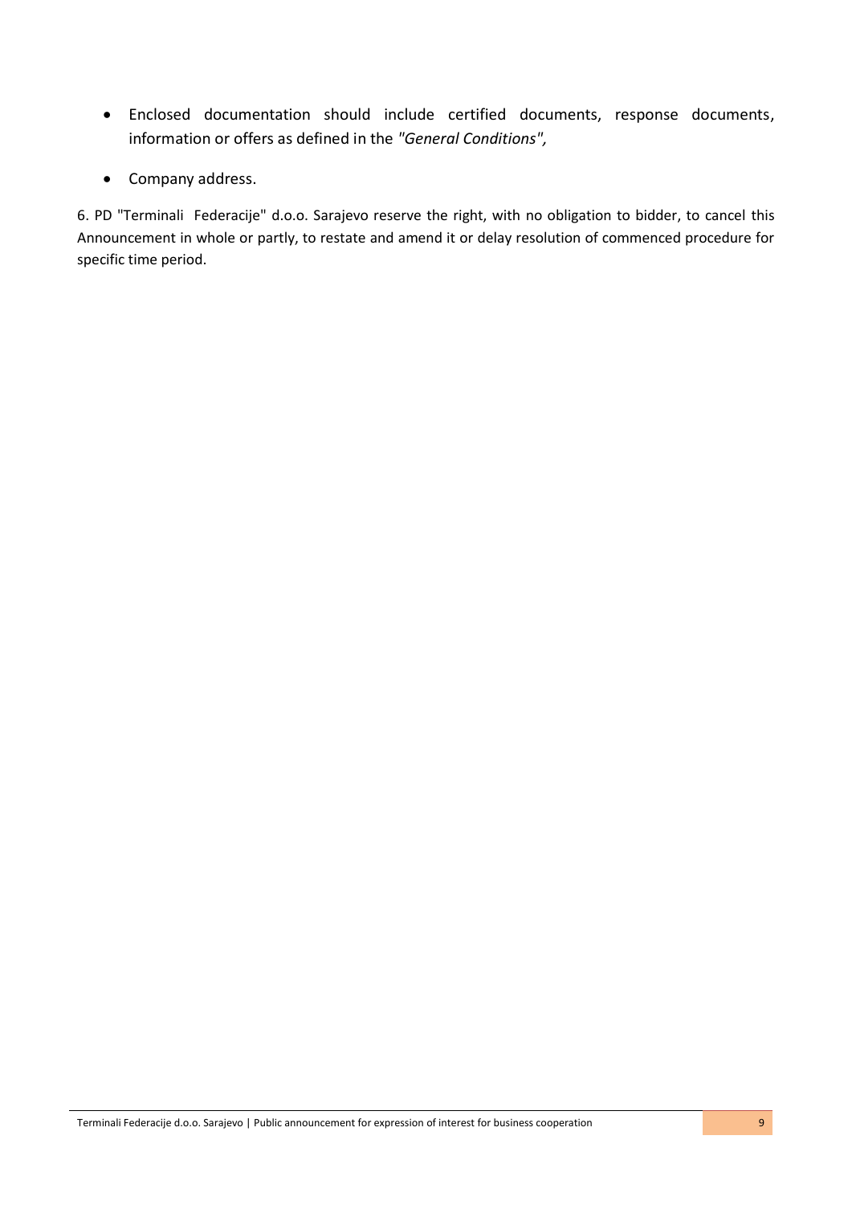- Enclosed documentation should include certified documents, response documents, information or offers as defined in the *"General Conditions",*
- Company address.

6. PD "Terminali Federacije" d.o.o. Sarajevo reserve the right, with no obligation to bidder, to cancel this Announcement in whole or partly, to restate and amend it or delay resolution of commenced procedure for specific time period.